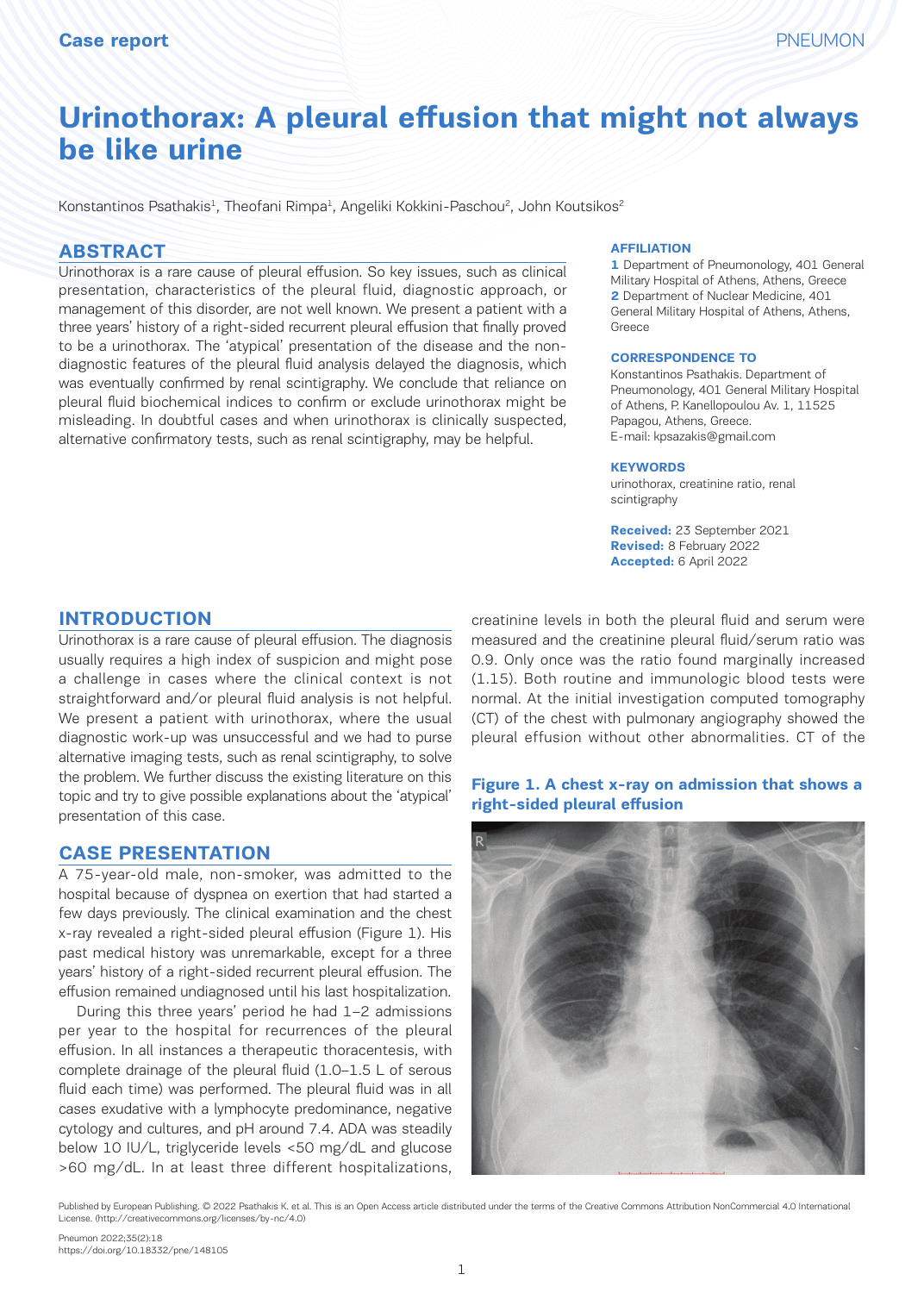Case report

# Urinothorax: A pleural effusion that might not always be like urine

Konstantinos Psathakis[1], Theofani Rimpa[1], Angeliki Kokkini-Paschou[2], John Koutsikos[2]

## ABSTRACT

Urinothorax is a rare cause of pleural effusion. So key issues, such as clinical presentation, characteristics of the pleural fluid, diagnostic approach, or management of this disorder, are not well known. We present a patient with a three years' history of a right-sided recurrent pleural effusion that finally proved to be a urinothorax. The 'atypical' presentation of the disease and the non-diagnostic features of the pleural fluid analysis delayed the diagnosis, which was eventually confirmed by renal scintigraphy. We conclude that reliance on pleural fluid biochemical indices to confirm or exclude urinothorax might be misleading. In doubtful cases and when urinothorax is clinically suspected, alternative confirmatory tests, such as renal scintigraphy, may be helpful.

**AFFILIATION**

1 Department of Pneumonology, 401 General Military Hospital of Athens, Athens, Greece

2 Department of Nuclear Medicine, 401 General Military Hospital of Athens, Athens, Greece

**CORRESPONDENCE TO**

Konstantinos Psathakis. Department of Pneumonology, 401 General Military Hospital of Athens, P. Kanellopoulou Av. 1, 11525 Papagou, Athens, Greece.
E-mail: kpsazakis@gmail.com

**KEYWORDS**

urinothorax, creatinine ratio, renal scintigraphy

**Received:** 23 September 2021
**Revised:** 8 February 2022
**Accepted:** 6 April 2022

## INTRODUCTION

Urinothorax is a rare cause of pleural effusion. The diagnosis usually requires a high index of suspicion and might pose a challenge in cases where the clinical context is not straightforward and/or pleural fluid analysis is not helpful. We present a patient with urinothorax, where the usual diagnostic work-up was unsuccessful and we had to purse alternative imaging tests, such as renal scintigraphy, to solve the problem. We further discuss the existing literature on this topic and try to give possible explanations about the 'atypical' presentation of this case.

## CASE PRESENTATION

A 75-year-old male, non-smoker, was admitted to the hospital because of dyspnea on exertion that had started a few days previously. The clinical examination and the chest x-ray revealed a right-sided pleural effusion (Figure 1). His past medical history was unremarkable, except for a three years' history of a right-sided recurrent pleural effusion. The effusion remained undiagnosed until his last hospitalization.

During this three years' period he had 1–2 admissions per year to the hospital for recurrences of the pleural effusion. In all instances a therapeutic thoracentesis, with complete drainage of the pleural fluid (1.0–1.5 L of serous fluid each time) was performed. The pleural fluid was in all cases exudative with a lymphocyte predominance, negative cytology and cultures, and pH around 7.4. ADA was steadily below 10 IU/L, triglyceride levels <50 mg/dL and glucose >60 mg/dL. In at least three different hospitalizations, creatinine levels in both the pleural fluid and serum were measured and the creatinine pleural fluid/serum ratio was 0.9. Only once was the ratio found marginally increased (1.15). Both routine and immunologic blood tests were normal. At the initial investigation computed tomography (CT) of the chest with pulmonary angiography showed the pleural effusion without other abnormalities. CT of the

**Figure 1. A chest x-ray on admission that shows a right-sided pleural effusion**

Published by European Publishing. © 2022 Psathakis K. et al. This is an Open Access article distributed under the terms of the Creative Commons Attribution NonCommercial 4.0 International License. (http://creativecommons.org/licenses/by-nc/4.0)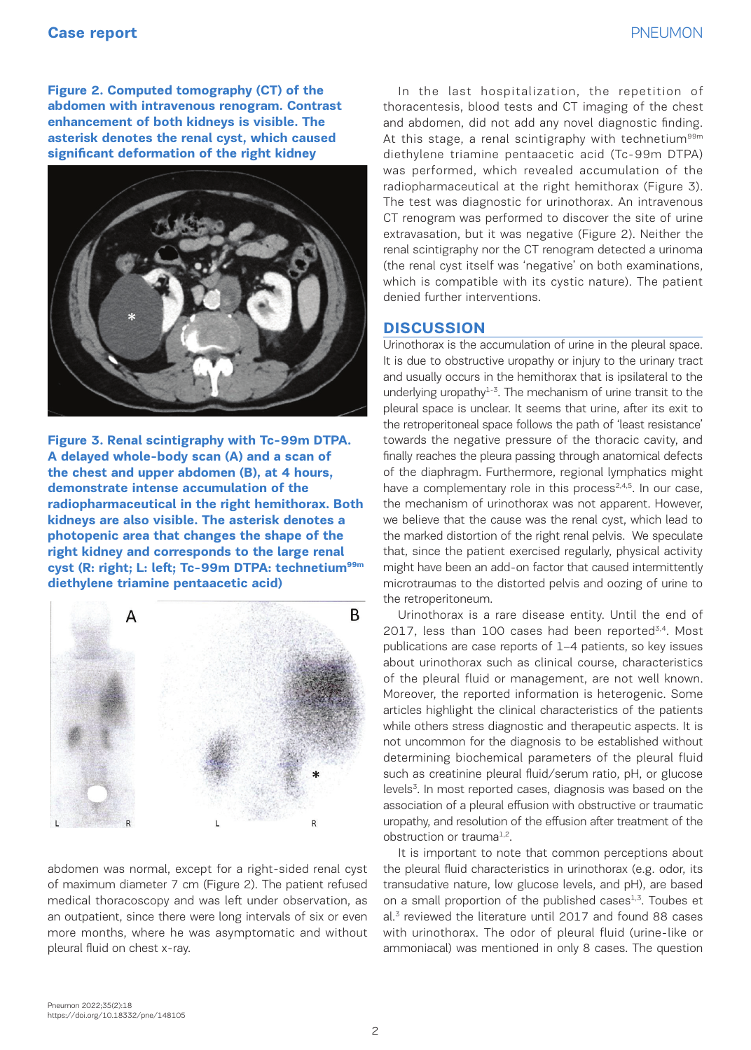**Figure 2. Computed tomography (CT) of the abdomen with intravenous renogram. Contrast enhancement of both kidneys is visible. The asterisk denotes the renal cyst, which caused significant deformation of the right kidney**

**Figure 3. Renal scintigraphy with Tc-99m DTPA. A delayed whole-body scan (A) and a scan of the chest and upper abdomen (B), at 4 hours, demonstrate intense accumulation of the radiopharmaceutical in the right hemithorax. Both kidneys are also visible. The asterisk denotes a photopenic area that changes the shape of the right kidney and corresponds to the large renal cyst (R: right; L: left; Tc-99m DTPA: technetium$^{99m}$ diethylene triamine pentaacetic acid)**

abdomen was normal, except for a right-sided renal cyst of maximum diameter 7 cm (Figure 2). The patient refused medical thoracoscopy and was left under observation, as an outpatient, since there were long intervals of six or even more months, where he was asymptomatic and without pleural fluid on chest x-ray.

In the last hospitalization, the repetition of thoracentesis, blood tests and CT imaging of the chest and abdomen, did not add any novel diagnostic finding. At this stage, a renal scintigraphy with technetium$^{99m}$ diethylene triamine pentaacetic acid (Tc-99m DTPA) was performed, which revealed accumulation of the radiopharmaceutical at the right hemithorax (Figure 3). The test was diagnostic for urinothorax. An intravenous CT renogram was performed to discover the site of urine extravasation, but it was negative (Figure 2). Neither the renal scintigraphy nor the CT renogram detected a urinoma (the renal cyst itself was 'negative' on both examinations, which is compatible with its cystic nature). The patient denied further interventions.

## DISCUSSION

Urinothorax is the accumulation of urine in the pleural space. It is due to obstructive uropathy or injury to the urinary tract and usually occurs in the hemithorax that is ipsilateral to the underlying uropathy[1-3]. The mechanism of urine transit to the pleural space is unclear. It seems that urine, after its exit to the retroperitoneal space follows the path of 'least resistance' towards the negative pressure of the thoracic cavity, and finally reaches the pleura passing through anatomical defects of the diaphragm. Furthermore, regional lymphatics might have a complementary role in this process[2,4,5]. In our case, the mechanism of urinothorax was not apparent. However, we believe that the cause was the renal cyst, which lead to the marked distortion of the right renal pelvis. We speculate that, since the patient exercised regularly, physical activity might have been an add-on factor that caused intermittently microtraumas to the distorted pelvis and oozing of urine to the retroperitoneum.

Urinothorax is a rare disease entity. Until the end of 2017, less than 100 cases had been reported[3,4]. Most publications are case reports of 1–4 patients, so key issues about urinothorax such as clinical course, characteristics of the pleural fluid or management, are not well known. Moreover, the reported information is heterogenic. Some articles highlight the clinical characteristics of the patients while others stress diagnostic and therapeutic aspects. It is not uncommon for the diagnosis to be established without determining biochemical parameters of the pleural fluid such as creatinine pleural fluid/serum ratio, pH, or glucose levels[3]. In most reported cases, diagnosis was based on the association of a pleural effusion with obstructive or traumatic uropathy, and resolution of the effusion after treatment of the obstruction or trauma[1,2].

It is important to note that common perceptions about the pleural fluid characteristics in urinothorax (e.g. odor, its transudative nature, low glucose levels, and pH), are based on a small proportion of the published cases[1,3]. Toubes et al.[3] reviewed the literature until 2017 and found 88 cases with urinothorax. The odor of pleural fluid (urine-like or ammoniacal) was mentioned in only 8 cases. The question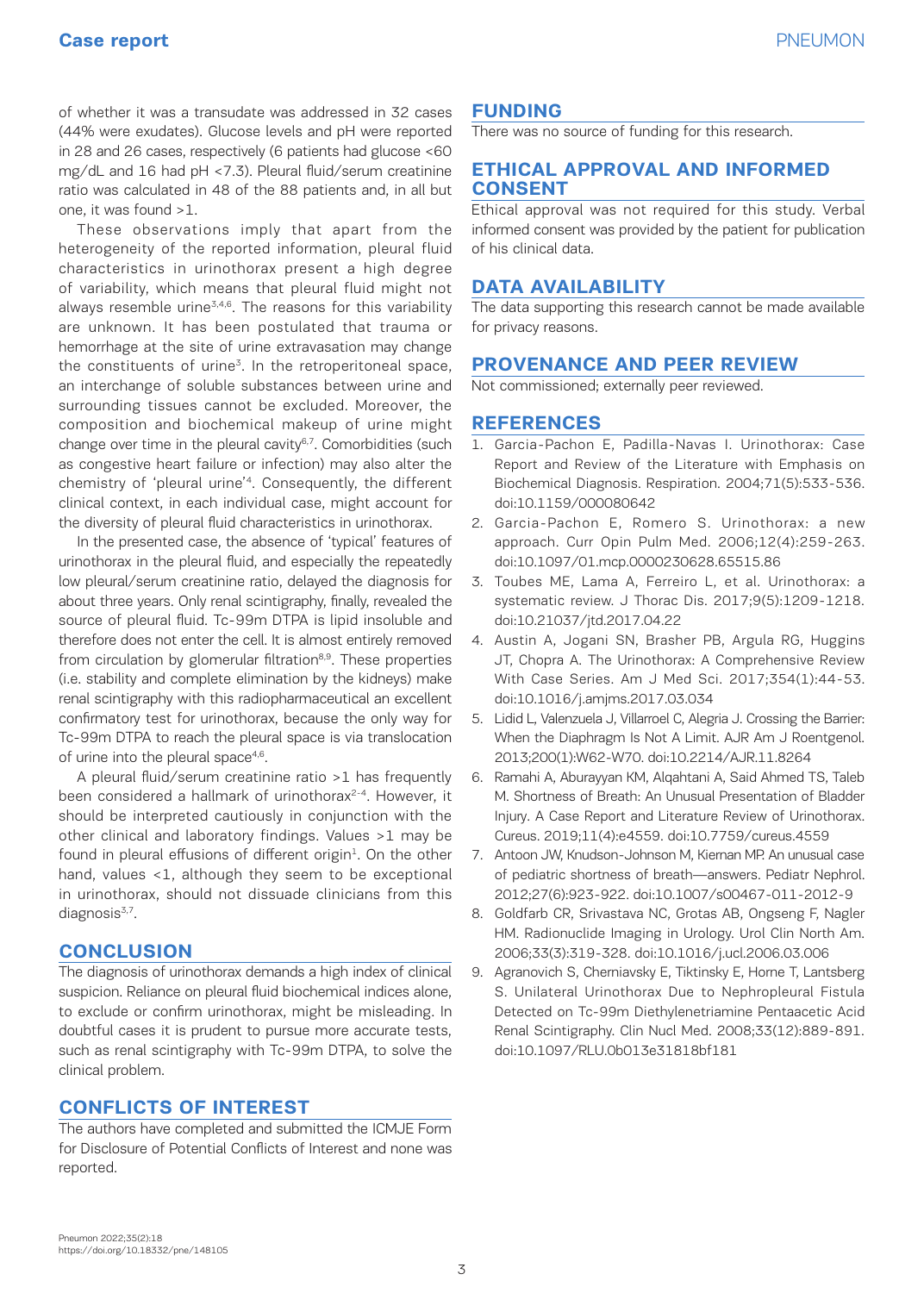of whether it was a transudate was addressed in 32 cases (44% were exudates). Glucose levels and pH were reported in 28 and 26 cases, respectively (6 patients had glucose <60 mg/dL and 16 had pH <7.3). Pleural fluid/serum creatinine ratio was calculated in 48 of the 88 patients and, in all but one, it was found >1.

These observations imply that apart from the heterogeneity of the reported information, pleural fluid characteristics in urinothorax present a high degree of variability, which means that pleural fluid might not always resemble urine[3,4,6]. The reasons for this variability are unknown. It has been postulated that trauma or hemorrhage at the site of urine extravasation may change the constituents of urine[3]. In the retroperitoneal space, an interchange of soluble substances between urine and surrounding tissues cannot be excluded. Moreover, the composition and biochemical makeup of urine might change over time in the pleural cavity[6,7]. Comorbidities (such as congestive heart failure or infection) may also alter the chemistry of 'pleural urine'[4]. Consequently, the different clinical context, in each individual case, might account for the diversity of pleural fluid characteristics in urinothorax.

In the presented case, the absence of 'typical' features of urinothorax in the pleural fluid, and especially the repeatedly low pleural/serum creatinine ratio, delayed the diagnosis for about three years. Only renal scintigraphy, finally, revealed the source of pleural fluid. Tc-99m DTPA is lipid insoluble and therefore does not enter the cell. It is almost entirely removed from circulation by glomerular filtration[8,9]. These properties (i.e. stability and complete elimination by the kidneys) make renal scintigraphy with this radiopharmaceutical an excellent confirmatory test for urinothorax, because the only way for Tc-99m DTPA to reach the pleural space is via translocation of urine into the pleural space[4,6].

A pleural fluid/serum creatinine ratio >1 has frequently been considered a hallmark of urinothorax[2-4]. However, it should be interpreted cautiously in conjunction with the other clinical and laboratory findings. Values >1 may be found in pleural effusions of different origin[1]. On the other hand, values <1, although they seem to be exceptional in urinothorax, should not dissuade clinicians from this diagnosis[3,7].

## CONCLUSION

The diagnosis of urinothorax demands a high index of clinical suspicion. Reliance on pleural fluid biochemical indices alone, to exclude or confirm urinothorax, might be misleading. In doubtful cases it is prudent to pursue more accurate tests, such as renal scintigraphy with Tc-99m DTPA, to solve the clinical problem.

## CONFLICTS OF INTEREST

The authors have completed and submitted the ICMJE Form for Disclosure of Potential Conflicts of Interest and none was reported.

## FUNDING

There was no source of funding for this research.

## ETHICAL APPROVAL AND INFORMED CONSENT

Ethical approval was not required for this study. Verbal informed consent was provided by the patient for publication of his clinical data.

## DATA AVAILABILITY

The data supporting this research cannot be made available for privacy reasons.

## PROVENANCE AND PEER REVIEW

Not commissioned; externally peer reviewed.

## REFERENCES

1. Garcia-Pachon E, Padilla-Navas I. Urinothorax: Case Report and Review of the Literature with Emphasis on Biochemical Diagnosis. Respiration. 2004;71(5):533-536. doi:10.1159/000080642
2. Garcia-Pachon E, Romero S. Urinothorax: a new approach. Curr Opin Pulm Med. 2006;12(4):259-263. doi:10.1097/01.mcp.0000230628.65515.86
3. Toubes ME, Lama A, Ferreiro L, et al. Urinothorax: a systematic review. J Thorac Dis. 2017;9(5):1209-1218. doi:10.21037/jtd.2017.04.22
4. Austin A, Jogani SN, Brasher PB, Argula RG, Huggins JT, Chopra A. The Urinothorax: A Comprehensive Review With Case Series. Am J Med Sci. 2017;354(1):44-53. doi:10.1016/j.amjms.2017.03.034
5. Lidid L, Valenzuela J, Villarroel C, Alegria J. Crossing the Barrier: When the Diaphragm Is Not A Limit. AJR Am J Roentgenol. 2013;200(1):W62-W70. doi:10.2214/AJR.11.8264
6. Ramahi A, Aburayyan KM, Alqahtani A, Said Ahmed TS, Taleb M. Shortness of Breath: An Unusual Presentation of Bladder Injury. A Case Report and Literature Review of Urinothorax. Cureus. 2019;11(4):e4559. doi:10.7759/cureus.4559
7. Antoon JW, Knudson-Johnson M, Kiernan MP. An unusual case of pediatric shortness of breath—answers. Pediatr Nephrol. 2012;27(6):923-922. doi:10.1007/s00467-011-2012-9
8. Goldfarb CR, Srivastava NC, Grotas AB, Ongseng F, Nagler HM. Radionuclide Imaging in Urology. Urol Clin North Am. 2006;33(3):319-328. doi:10.1016/j.ucl.2006.03.006
9. Agranovich S, Cherniavsky E, Tiktinsky E, Horne T, Lantsberg S. Unilateral Urinothorax Due to Nephropleural Fistula Detected on Tc-99m Diethylenetriamine Pentaacetic Acid Renal Scintigraphy. Clin Nucl Med. 2008;33(12):889-891. doi:10.1097/RLU.0b013e31818bf181